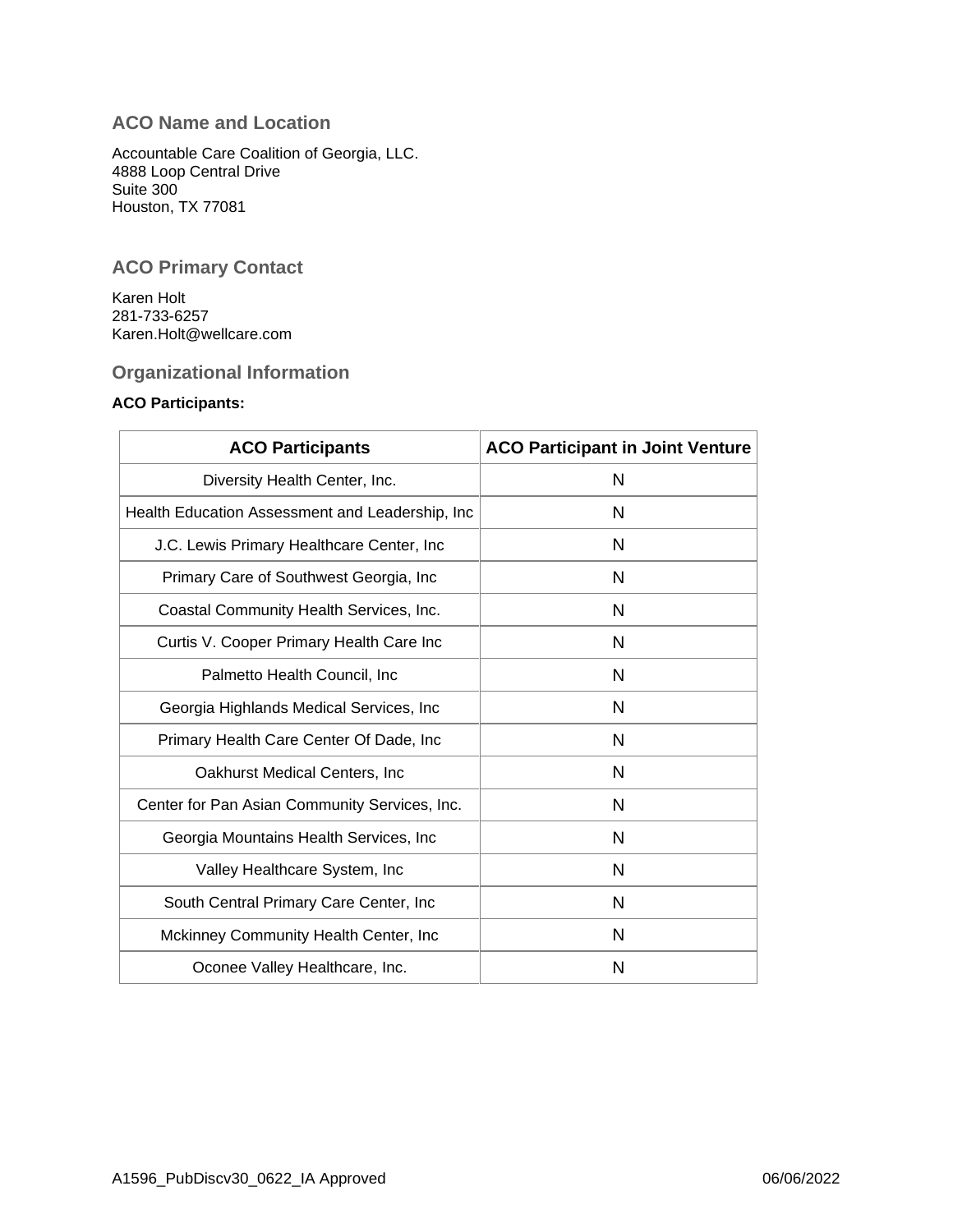## ACO Name and Location

Accountable Care Coalition of Georgia, LLC.
4888 Loop Central Drive
Suite 300
Houston, TX 77081

## ACO Primary Contact

Karen Holt
281-733-6257
Karen.Holt@wellcare.com

## Organizational Information

**ACO Participants:**

| ACO Participants | ACO Participant in Joint Venture |
|---|---|
| Diversity Health Center, Inc. | N |
| Health Education Assessment and Leadership, Inc | N |
| J.C. Lewis Primary Healthcare Center, Inc | N |
| Primary Care of Southwest Georgia, Inc | N |
| Coastal Community Health Services, Inc. | N |
| Curtis V. Cooper Primary Health Care Inc | N |
| Palmetto Health Council, Inc | N |
| Georgia Highlands Medical Services, Inc | N |
| Primary Health Care Center Of Dade, Inc | N |
| Oakhurst Medical Centers, Inc | N |
| Center for Pan Asian Community Services, Inc. | N |
| Georgia Mountains Health Services, Inc | N |
| Valley Healthcare System, Inc | N |
| South Central Primary Care Center, Inc | N |
| Mckinney Community Health Center, Inc | N |
| Oconee Valley Healthcare, Inc. | N |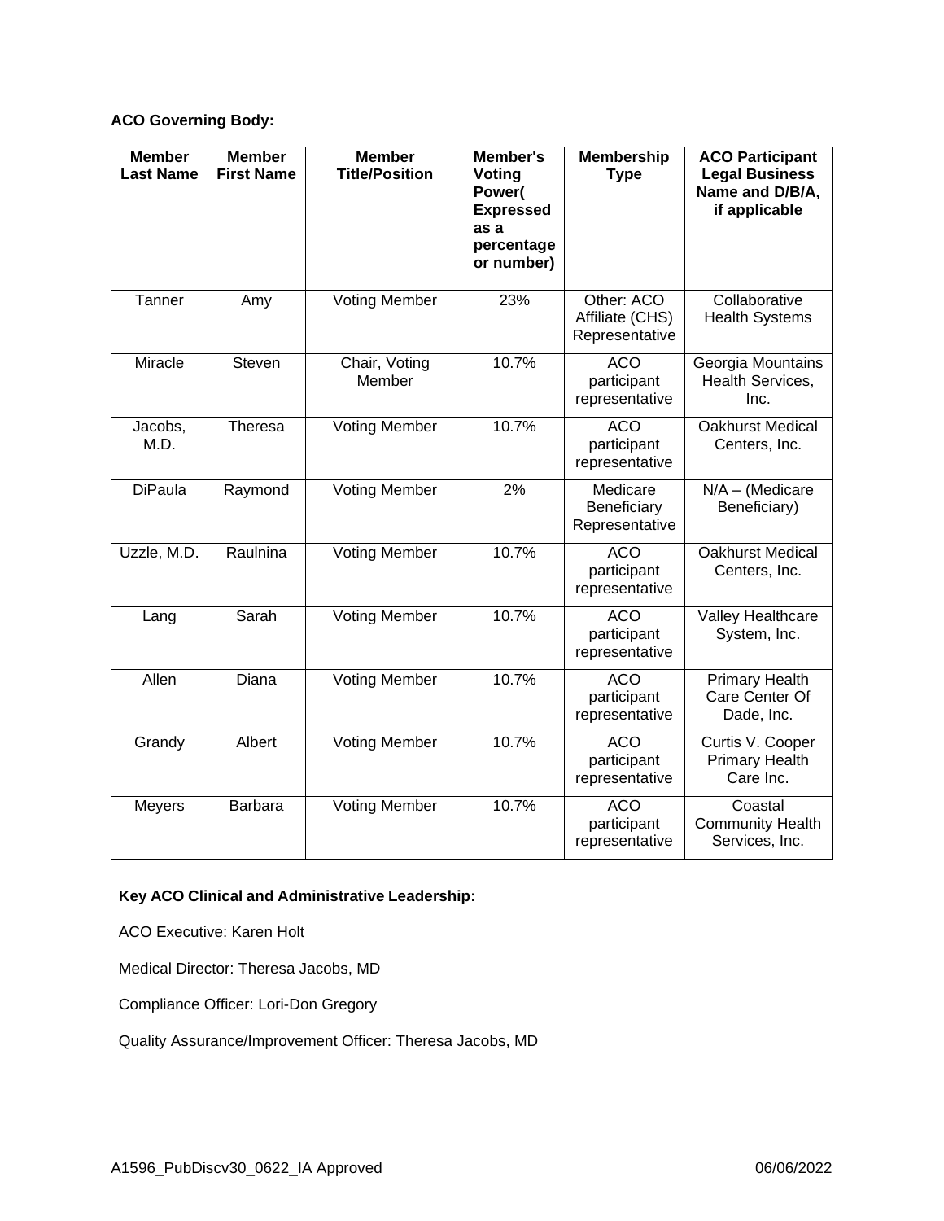**ACO Governing Body:**

| Member Last Name | Member First Name | Member Title/Position | Member's Voting Power( Expressed as a percentage or number) | Membership Type | ACO Participant Legal Business Name and D/B/A, if applicable |
|---|---|---|---|---|---|
| Tanner | Amy | Voting Member | 23% | Other: ACO Affiliate (CHS) Representative | Collaborative Health Systems |
| Miracle | Steven | Chair, Voting Member | 10.7% | ACO participant representative | Georgia Mountains Health Services, Inc. |
| Jacobs, M.D. | Theresa | Voting Member | 10.7% | ACO participant representative | Oakhurst Medical Centers, Inc. |
| DiPaula | Raymond | Voting Member | 2% | Medicare Beneficiary Representative | N/A – (Medicare Beneficiary) |
| Uzzle, M.D. | Raulnina | Voting Member | 10.7% | ACO participant representative | Oakhurst Medical Centers, Inc. |
| Lang | Sarah | Voting Member | 10.7% | ACO participant representative | Valley Healthcare System, Inc. |
| Allen | Diana | Voting Member | 10.7% | ACO participant representative | Primary Health Care Center Of Dade, Inc. |
| Grandy | Albert | Voting Member | 10.7% | ACO participant representative | Curtis V. Cooper Primary Health Care Inc. |
| Meyers | Barbara | Voting Member | 10.7% | ACO participant representative | Coastal Community Health Services, Inc. |

**Key ACO Clinical and Administrative Leadership:**

ACO Executive: Karen Holt

Medical Director: Theresa Jacobs, MD

Compliance Officer: Lori-Don Gregory

Quality Assurance/Improvement Officer: Theresa Jacobs, MD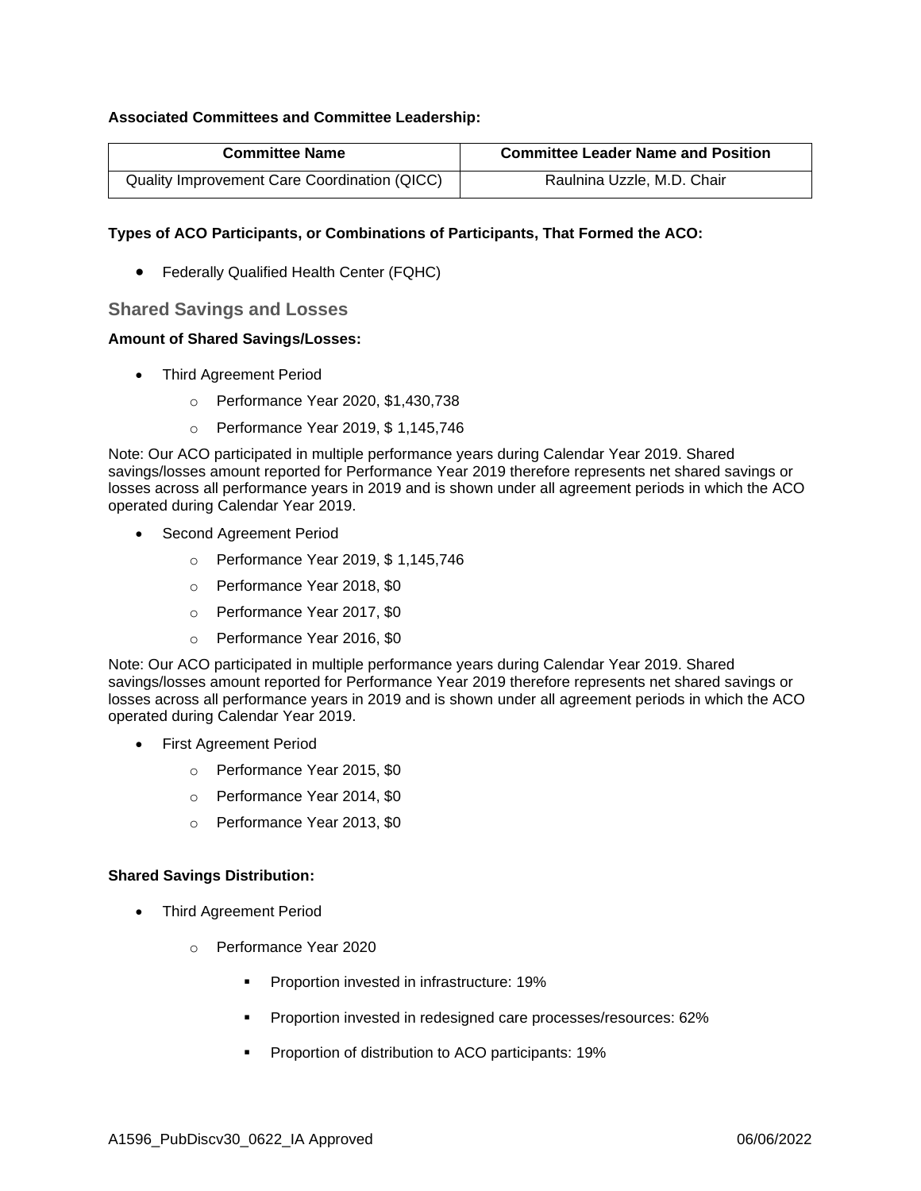**Associated Committees and Committee Leadership:**

| Committee Name | Committee Leader Name and Position |
| --- | --- |
| Quality Improvement Care Coordination (QICC) | Raulnina Uzzle, M.D. Chair |

**Types of ACO Participants, or Combinations of Participants, That Formed the ACO:**

- Federally Qualified Health Center (FQHC)

## Shared Savings and Losses

**Amount of Shared Savings/Losses:**

- Third Agreement Period
  - Performance Year 2020, $1,430,738
  - Performance Year 2019, $ 1,145,746

Note: Our ACO participated in multiple performance years during Calendar Year 2019. Shared savings/losses amount reported for Performance Year 2019 therefore represents net shared savings or losses across all performance years in 2019 and is shown under all agreement periods in which the ACO operated during Calendar Year 2019.

- Second Agreement Period
  - Performance Year 2019, $ 1,145,746
  - Performance Year 2018, $0
  - Performance Year 2017, $0
  - Performance Year 2016, $0

Note: Our ACO participated in multiple performance years during Calendar Year 2019. Shared savings/losses amount reported for Performance Year 2019 therefore represents net shared savings or losses across all performance years in 2019 and is shown under all agreement periods in which the ACO operated during Calendar Year 2019.

- First Agreement Period
  - Performance Year 2015, $0
  - Performance Year 2014, $0
  - Performance Year 2013, $0

**Shared Savings Distribution:**

- Third Agreement Period
  - Performance Year 2020
    - Proportion invested in infrastructure: 19%
    - Proportion invested in redesigned care processes/resources: 62%
    - Proportion of distribution to ACO participants: 19%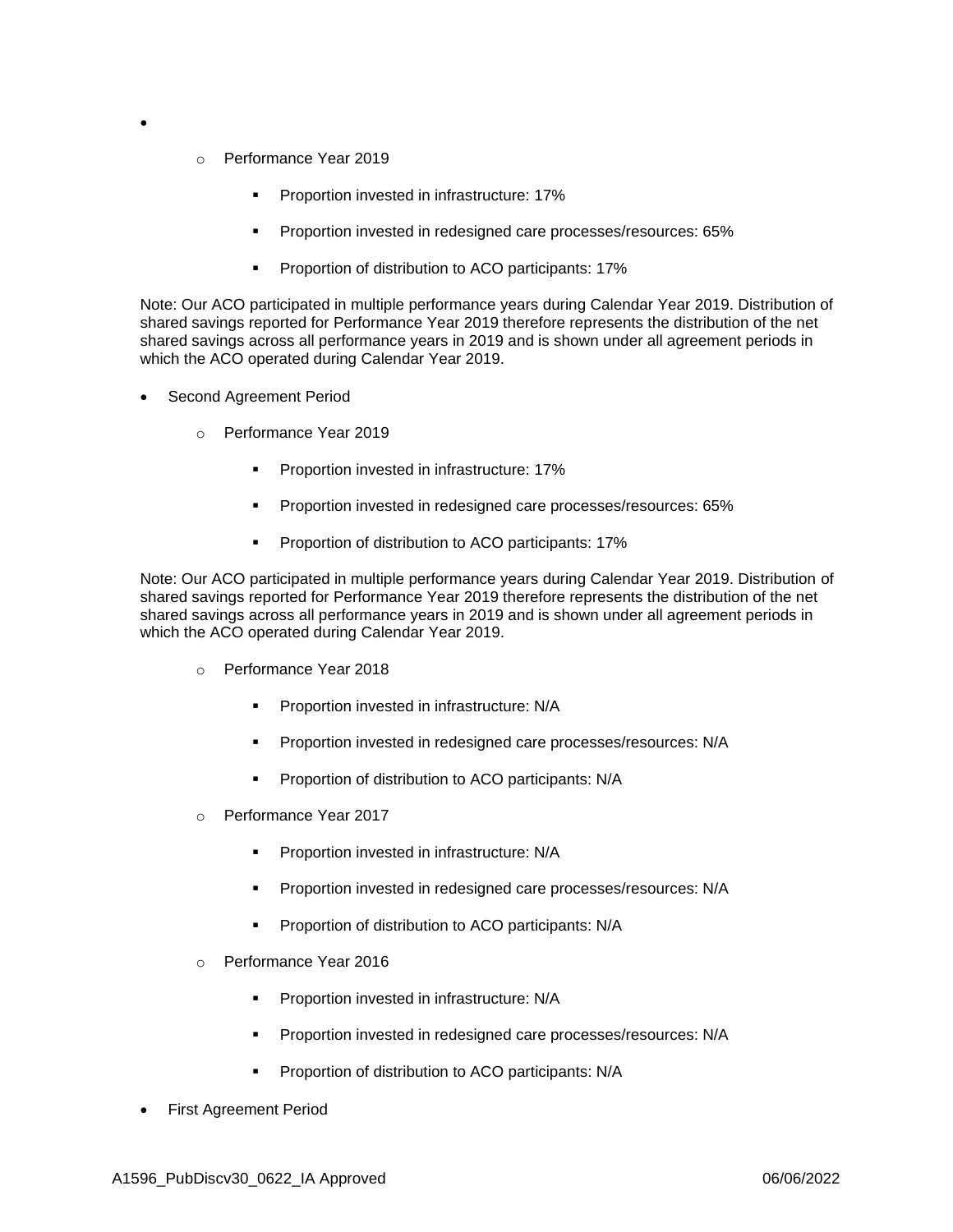- 
  - Performance Year 2019
    - Proportion invested in infrastructure: 17%
    - Proportion invested in redesigned care processes/resources: 65%
    - Proportion of distribution to ACO participants: 17%

Note: Our ACO participated in multiple performance years during Calendar Year 2019. Distribution of shared savings reported for Performance Year 2019 therefore represents the distribution of the net shared savings across all performance years in 2019 and is shown under all agreement periods in which the ACO operated during Calendar Year 2019.

- Second Agreement Period
  - Performance Year 2019
    - Proportion invested in infrastructure: 17%
    - Proportion invested in redesigned care processes/resources: 65%
    - Proportion of distribution to ACO participants: 17%

Note: Our ACO participated in multiple performance years during Calendar Year 2019. Distribution of shared savings reported for Performance Year 2019 therefore represents the distribution of the net shared savings across all performance years in 2019 and is shown under all agreement periods in which the ACO operated during Calendar Year 2019.

  - Performance Year 2018
    - Proportion invested in infrastructure: N/A
    - Proportion invested in redesigned care processes/resources: N/A
    - Proportion of distribution to ACO participants: N/A
  - Performance Year 2017
    - Proportion invested in infrastructure: N/A
    - Proportion invested in redesigned care processes/resources: N/A
    - Proportion of distribution to ACO participants: N/A
  - Performance Year 2016
    - Proportion invested in infrastructure: N/A
    - Proportion invested in redesigned care processes/resources: N/A
    - Proportion of distribution to ACO participants: N/A
- First Agreement Period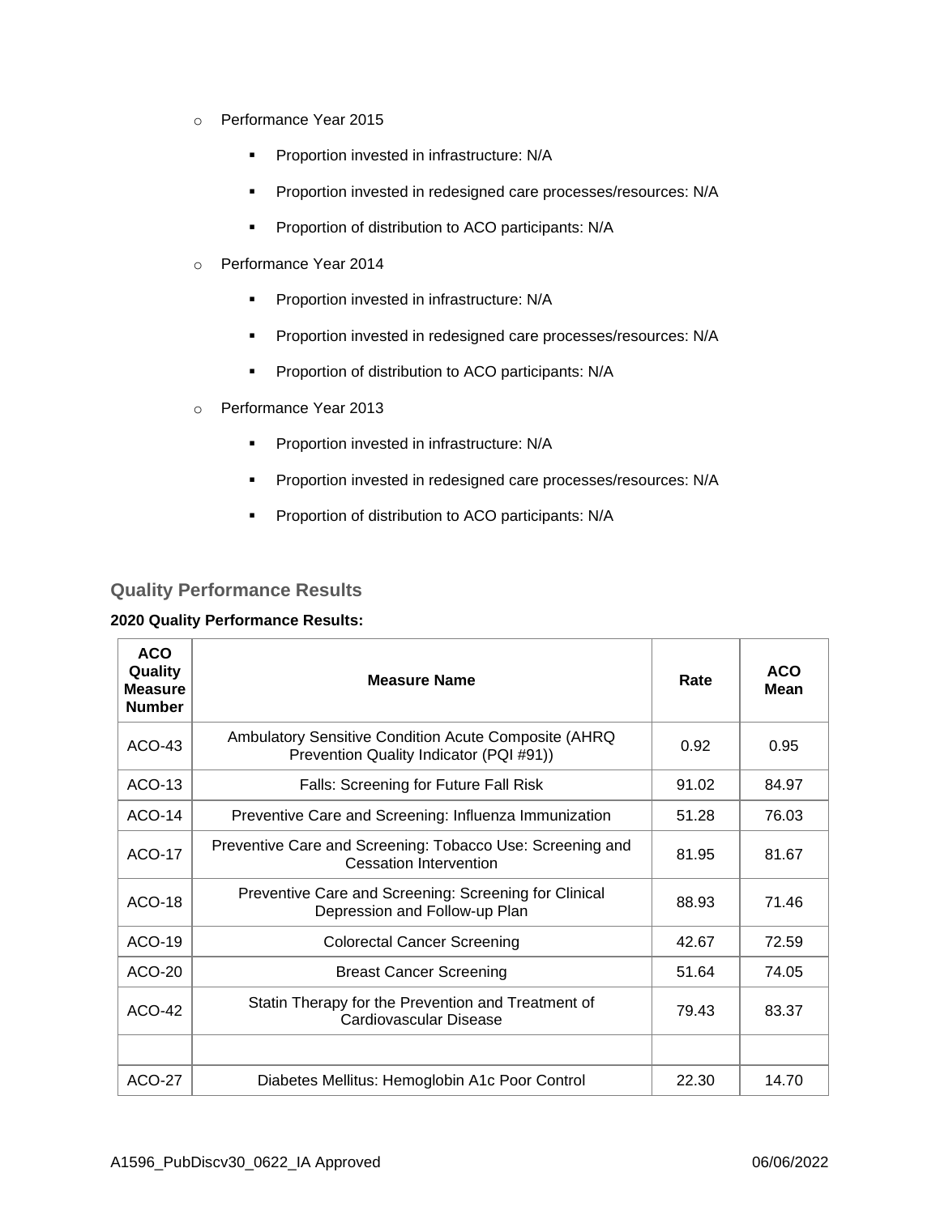- Performance Year 2015
  - Proportion invested in infrastructure: N/A
  - Proportion invested in redesigned care processes/resources: N/A
  - Proportion of distribution to ACO participants: N/A
- Performance Year 2014
  - Proportion invested in infrastructure: N/A
  - Proportion invested in redesigned care processes/resources: N/A
  - Proportion of distribution to ACO participants: N/A
- Performance Year 2013
  - Proportion invested in infrastructure: N/A
  - Proportion invested in redesigned care processes/resources: N/A
  - Proportion of distribution to ACO participants: N/A

## Quality Performance Results

**2020 Quality Performance Results:**

| ACO Quality Measure Number | Measure Name | Rate | ACO Mean |
|---|---|---|---|
| ACO-43 | Ambulatory Sensitive Condition Acute Composite (AHRQ Prevention Quality Indicator (PQI #91)) | 0.92 | 0.95 |
| ACO-13 | Falls: Screening for Future Fall Risk | 91.02 | 84.97 |
| ACO-14 | Preventive Care and Screening: Influenza Immunization | 51.28 | 76.03 |
| ACO-17 | Preventive Care and Screening: Tobacco Use: Screening and Cessation Intervention | 81.95 | 81.67 |
| ACO-18 | Preventive Care and Screening: Screening for Clinical Depression and Follow-up Plan | 88.93 | 71.46 |
| ACO-19 | Colorectal Cancer Screening | 42.67 | 72.59 |
| ACO-20 | Breast Cancer Screening | 51.64 | 74.05 |
| ACO-42 | Statin Therapy for the Prevention and Treatment of Cardiovascular Disease | 79.43 | 83.37 |
| | | | |
| ACO-27 | Diabetes Mellitus: Hemoglobin A1c Poor Control | 22.30 | 14.70 |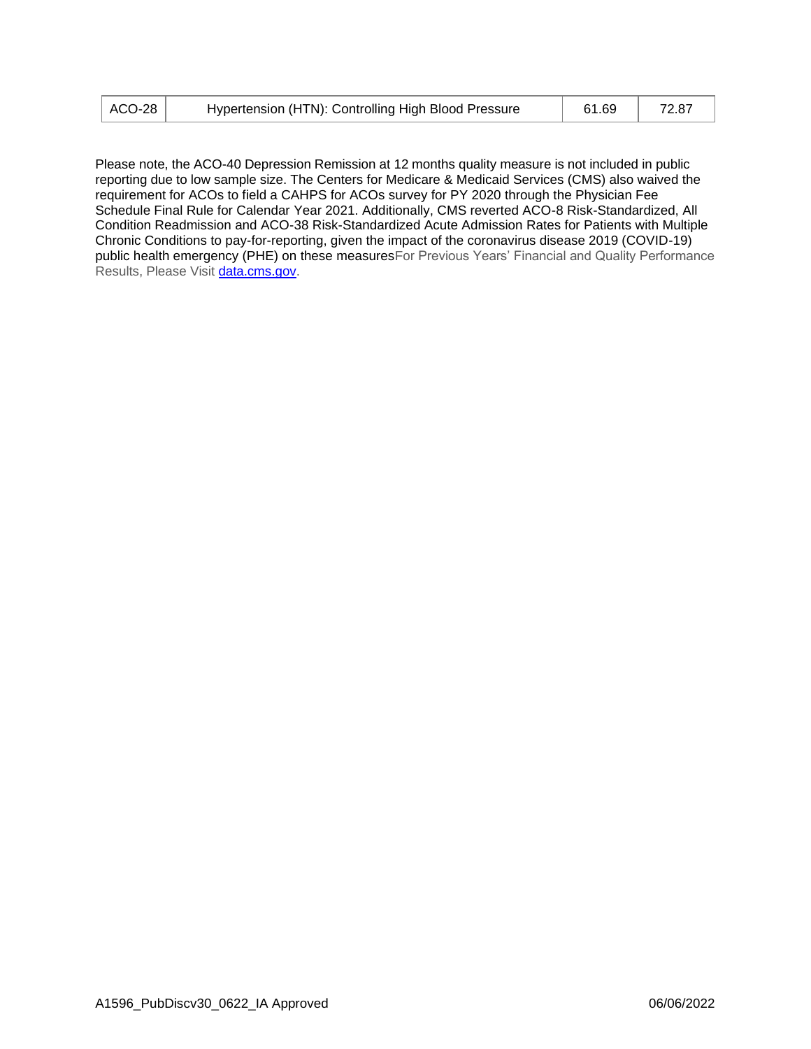| | | | |
|---|---|---|---|
| ACO-28 | Hypertension (HTN): Controlling High Blood Pressure | 61.69 | 72.87 |

Please note, the ACO-40 Depression Remission at 12 months quality measure is not included in public reporting due to low sample size. The Centers for Medicare & Medicaid Services (CMS) also waived the requirement for ACOs to field a CAHPS for ACOs survey for PY 2020 through the Physician Fee Schedule Final Rule for Calendar Year 2021. Additionally, CMS reverted ACO-8 Risk-Standardized, All Condition Readmission and ACO-38 Risk-Standardized Acute Admission Rates for Patients with Multiple Chronic Conditions to pay-for-reporting, given the impact of the coronavirus disease 2019 (COVID-19) public health emergency (PHE) on these measuresFor Previous Years' Financial and Quality Performance Results, Please Visit [data.cms.gov](data.cms.gov).

A1596_PubDiscv30_0622_IA Approved 06/06/2022